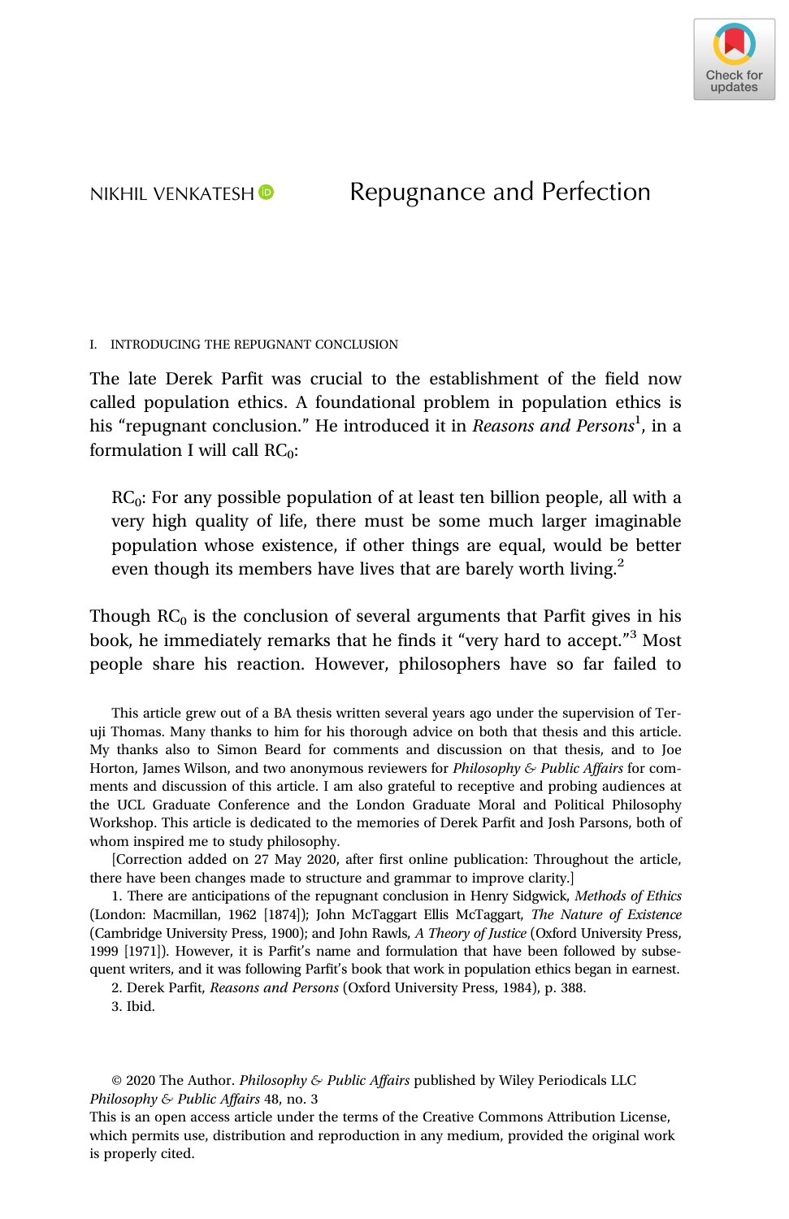NIKHIL VENKATESH

# Repugnance and Perfection

## I. INTRODUCING THE REPUGNANT CONCLUSION

The late Derek Parfit was crucial to the establishment of the field now called population ethics. A foundational problem in population ethics is his "repugnant conclusion." He introduced it in *Reasons and Persons*[1], in a formulation I will call $RC_0$:

> $RC_0$: For any possible population of at least ten billion people, all with a very high quality of life, there must be some much larger imaginable population whose existence, if other things are equal, would be better even though its members have lives that are barely worth living.[2]

Though $RC_0$ is the conclusion of several arguments that Parfit gives in his book, he immediately remarks that he finds it "very hard to accept."[3] Most people share his reaction. However, philosophers have so far failed to

This article grew out of a BA thesis written several years ago under the supervision of Teruji Thomas. Many thanks to him for his thorough advice on both that thesis and this article. My thanks also to Simon Beard for comments and discussion on that thesis, and to Joe Horton, James Wilson, and two anonymous reviewers for *Philosophy & Public Affairs* for comments and discussion of this article. I am also grateful to receptive and probing audiences at the UCL Graduate Conference and the London Graduate Moral and Political Philosophy Workshop. This article is dedicated to the memories of Derek Parfit and Josh Parsons, both of whom inspired me to study philosophy.

[Correction added on 27 May 2020, after first online publication: Throughout the article, there have been changes made to structure and grammar to improve clarity.]

1. There are anticipations of the repugnant conclusion in Henry Sidgwick, *Methods of Ethics* (London: Macmillan, 1962 [1874]); John McTaggart Ellis McTaggart, *The Nature of Existence* (Cambridge University Press, 1900); and John Rawls, *A Theory of Justice* (Oxford University Press, 1999 [1971]). However, it is Parfit's name and formulation that have been followed by subsequent writers, and it was following Parfit's book that work in population ethics began in earnest.

2. Derek Parfit, *Reasons and Persons* (Oxford University Press, 1984), p. 388.

3. Ibid.

© 2020 The Author. *Philosophy & Public Affairs* published by Wiley Periodicals LLC
*Philosophy & Public Affairs* 48, no. 3
This is an open access article under the terms of the Creative Commons Attribution License, which permits use, distribution and reproduction in any medium, provided the original work is properly cited.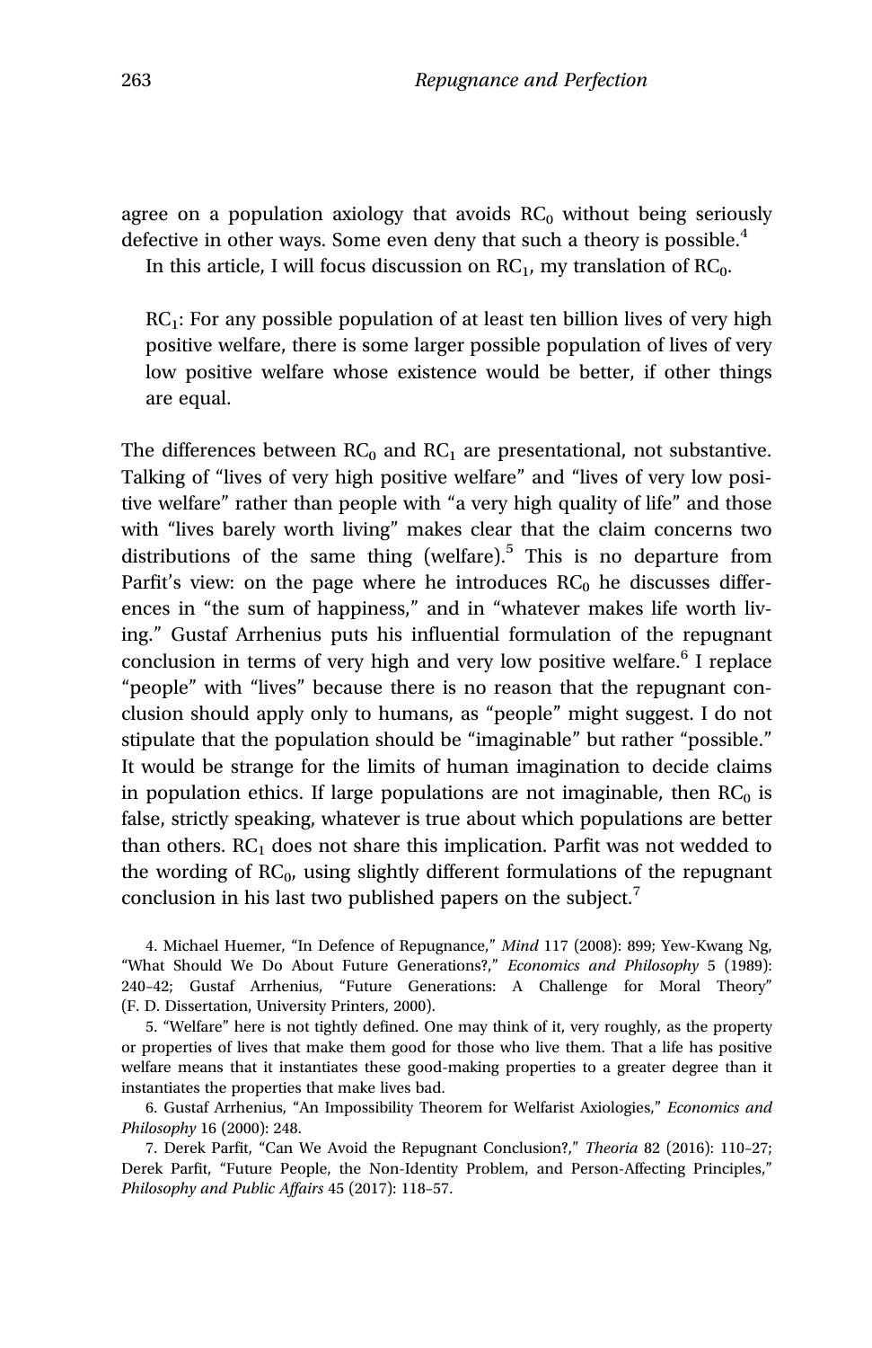agree on a population axiology that avoids $RC_0$ without being seriously defective in other ways. Some even deny that such a theory is possible.[4]

In this article, I will focus discussion on $RC_1$, my translation of $RC_0$.

> $RC_1$: For any possible population of at least ten billion lives of very high positive welfare, there is some larger possible population of lives of very low positive welfare whose existence would be better, if other things are equal.

The differences between $RC_0$ and $RC_1$ are presentational, not substantive. Talking of "lives of very high positive welfare" and "lives of very low positive welfare" rather than people with "a very high quality of life" and those with "lives barely worth living" makes clear that the claim concerns two distributions of the same thing (welfare).[5] This is no departure from Parfit's view: on the page where he introduces $RC_0$ he discusses differences in "the sum of happiness," and in "whatever makes life worth living." Gustaf Arrhenius puts his influential formulation of the repugnant conclusion in terms of very high and very low positive welfare.[6] I replace "people" with "lives" because there is no reason that the repugnant conclusion should apply only to humans, as "people" might suggest. I do not stipulate that the population should be "imaginable" but rather "possible." It would be strange for the limits of human imagination to decide claims in population ethics. If large populations are not imaginable, then $RC_0$ is false, strictly speaking, whatever is true about which populations are better than others. $RC_1$ does not share this implication. Parfit was not wedded to the wording of $RC_0$, using slightly different formulations of the repugnant conclusion in his last two published papers on the subject.[7]

4. Michael Huemer, "In Defence of Repugnance," *Mind* 117 (2008): 899; Yew-Kwang Ng, "What Should We Do About Future Generations?," *Economics and Philosophy* 5 (1989): 240–42; Gustaf Arrhenius, "Future Generations: A Challenge for Moral Theory" (F. D. Dissertation, University Printers, 2000).

5. "Welfare" here is not tightly defined. One may think of it, very roughly, as the property or properties of lives that make them good for those who live them. That a life has positive welfare means that it instantiates these good-making properties to a greater degree than it instantiates the properties that make lives bad.

6. Gustaf Arrhenius, "An Impossibility Theorem for Welfarist Axiologies," *Economics and Philosophy* 16 (2000): 248.

7. Derek Parfit, "Can We Avoid the Repugnant Conclusion?," *Theoria* 82 (2016): 110–27; Derek Parfit, "Future People, the Non-Identity Problem, and Person-Affecting Principles," *Philosophy and Public Affairs* 45 (2017): 118–57.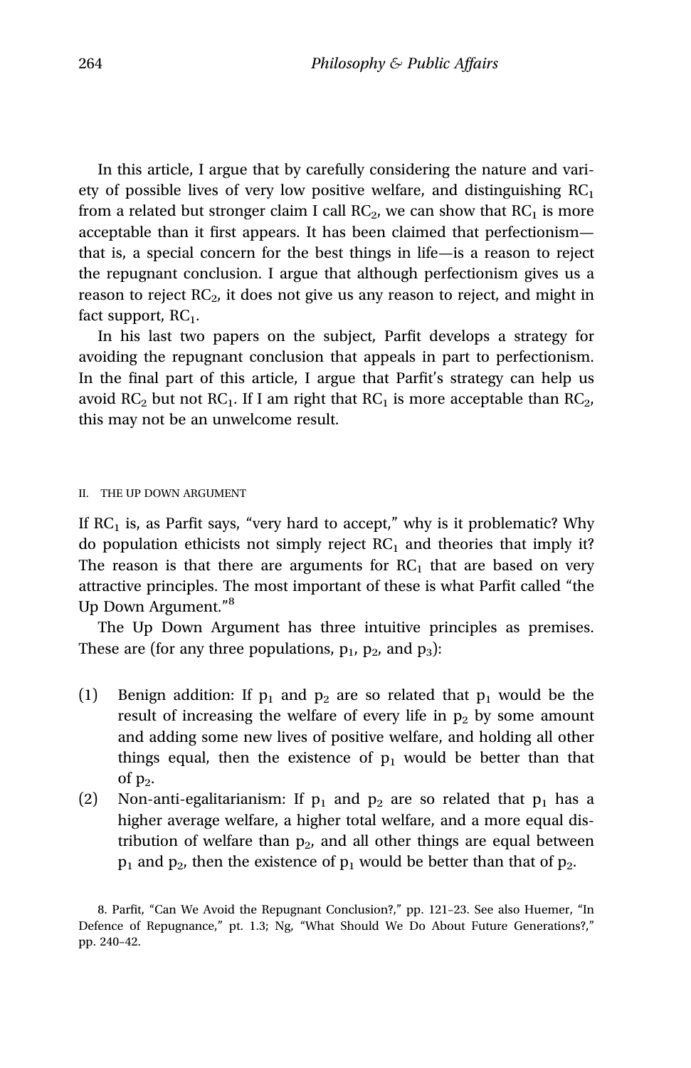In this article, I argue that by carefully considering the nature and variety of possible lives of very low positive welfare, and distinguishing $RC_1$ from a related but stronger claim I call $RC_2$, we can show that $RC_1$ is more acceptable than it first appears. It has been claimed that perfectionism—that is, a special concern for the best things in life—is a reason to reject the repugnant conclusion. I argue that although perfectionism gives us a reason to reject $RC_2$, it does not give us any reason to reject, and might in fact support, $RC_1$.

In his last two papers on the subject, Parfit develops a strategy for avoiding the repugnant conclusion that appeals in part to perfectionism. In the final part of this article, I argue that Parfit's strategy can help us avoid $RC_2$ but not $RC_1$. If I am right that $RC_1$ is more acceptable than $RC_2$, this may not be an unwelcome result.

## II. THE UP DOWN ARGUMENT

If $RC_1$ is, as Parfit says, "very hard to accept," why is it problematic? Why do population ethicists not simply reject $RC_1$ and theories that imply it? The reason is that there are arguments for $RC_1$ that are based on very attractive principles. The most important of these is what Parfit called "the Up Down Argument."[8]

The Up Down Argument has three intuitive principles as premises. These are (for any three populations, $p_1$, $p_2$, and $p_3$):

(1) Benign addition: If $p_1$ and $p_2$ are so related that $p_1$ would be the result of increasing the welfare of every life in $p_2$ by some amount and adding some new lives of positive welfare, and holding all other things equal, then the existence of $p_1$ would be better than that of $p_2$.

(2) Non-anti-egalitarianism: If $p_1$ and $p_2$ are so related that $p_1$ has a higher average welfare, a higher total welfare, and a more equal distribution of welfare than $p_2$, and all other things are equal between $p_1$ and $p_2$, then the existence of $p_1$ would be better than that of $p_2$.

8. Parfit, "Can We Avoid the Repugnant Conclusion?," pp. 121–23. See also Huemer, "In Defence of Repugnance," pt. 1.3; Ng, "What Should We Do About Future Generations?," pp. 240–42.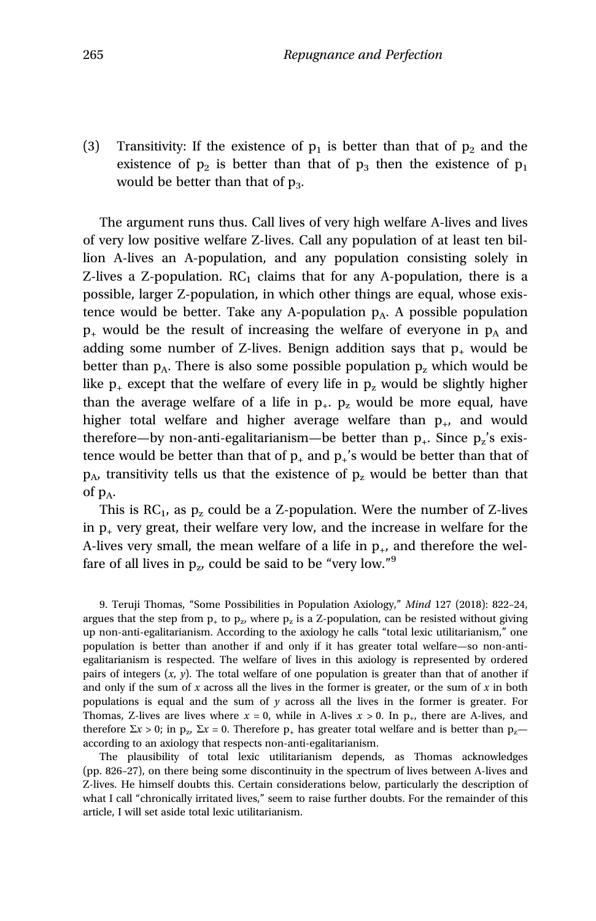(3) Transitivity: If the existence of $p_1$ is better than that of $p_2$ and the existence of $p_2$ is better than that of $p_3$ then the existence of $p_1$ would be better than that of $p_3$.

The argument runs thus. Call lives of very high welfare A-lives and lives of very low positive welfare Z-lives. Call any population of at least ten billion A-lives an A-population, and any population consisting solely in Z-lives a Z-population. $RC_1$ claims that for any A-population, there is a possible, larger Z-population, in which other things are equal, whose existence would be better. Take any A-population $p_A$. A possible population $p_+$ would be the result of increasing the welfare of everyone in $p_A$ and adding some number of Z-lives. Benign addition says that $p_+$ would be better than $p_A$. There is also some possible population $p_z$ which would be like $p_+$ except that the welfare of every life in $p_z$ would be slightly higher than the average welfare of a life in $p_+$. $p_z$ would be more equal, have higher total welfare and higher average welfare than $p_+$, and would therefore—by non-anti-egalitarianism—be better than $p_+$. Since $p_z$'s existence would be better than that of $p_+$ and $p_+$'s would be better than that of $p_A$, transitivity tells us that the existence of $p_z$ would be better than that of $p_A$.

This is $RC_1$, as $p_z$ could be a Z-population. Were the number of Z-lives in $p_+$ very great, their welfare very low, and the increase in welfare for the A-lives very small, the mean welfare of a life in $p_+$, and therefore the welfare of all lives in $p_z$, could be said to be "very low."[9]

9. Teruji Thomas, "Some Possibilities in Population Axiology," *Mind* 127 (2018): 822–24, argues that the step from $p_+$ to $p_z$, where $p_z$ is a Z-population, can be resisted without giving up non-anti-egalitarianism. According to the axiology he calls "total lexic utilitarianism," one population is better than another if and only if it has greater total welfare—so non-anti-egalitarianism is respected. The welfare of lives in this axiology is represented by ordered pairs of integers $(x, y)$. The total welfare of one population is greater than that of another if and only if the sum of $x$ across all the lives in the former is greater, or the sum of $x$ in both populations is equal and the sum of $y$ across all the lives in the former is greater. For Thomas, Z-lives are lives where $x = 0$, while in A-lives $x > 0$. In $p_+$, there are A-lives, and therefore $\Sigma x > 0$; in $p_z$, $\Sigma x = 0$. Therefore $p_+$ has greater total welfare and is better than $p_z$—according to an axiology that respects non-anti-egalitarianism.

The plausibility of total lexic utilitarianism depends, as Thomas acknowledges (pp. 826–27), on there being some discontinuity in the spectrum of lives between A-lives and Z-lives. He himself doubts this. Certain considerations below, particularly the description of what I call "chronically irritated lives," seem to raise further doubts. For the remainder of this article, I will set aside total lexic utilitarianism.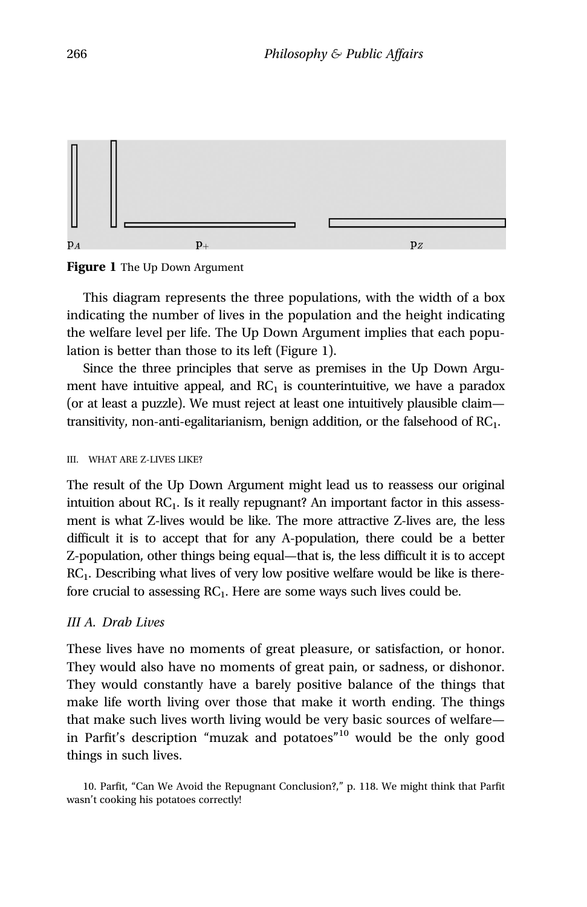$p_A$ $p_+$ $p_Z$

**Figure 1** The Up Down Argument

This diagram represents the three populations, with the width of a box indicating the number of lives in the population and the height indicating the welfare level per life. The Up Down Argument implies that each population is better than those to its left (Figure 1).

Since the three principles that serve as premises in the Up Down Argument have intuitive appeal, and $RC_1$ is counterintuitive, we have a paradox (or at least a puzzle). We must reject at least one intuitively plausible claim—transitivity, non-anti-egalitarianism, benign addition, or the falsehood of $RC_1$.

## III. WHAT ARE Z-LIVES LIKE?

The result of the Up Down Argument might lead us to reassess our original intuition about $RC_1$. Is it really repugnant? An important factor in this assessment is what Z-lives would be like. The more attractive Z-lives are, the less difficult it is to accept that for any A-population, there could be a better Z-population, other things being equal—that is, the less difficult it is to accept $RC_1$. Describing what lives of very low positive welfare would be like is therefore crucial to assessing $RC_1$. Here are some ways such lives could be.

### *III A. Drab Lives*

These lives have no moments of great pleasure, or satisfaction, or honor. They would also have no moments of great pain, or sadness, or dishonor. They would constantly have a barely positive balance of the things that make life worth living over those that make it worth ending. The things that make such lives worth living would be very basic sources of welfare—in Parfit's description "muzak and potatoes"[10] would be the only good things in such lives.

10. Parfit, "Can We Avoid the Repugnant Conclusion?," p. 118. We might think that Parfit wasn't cooking his potatoes correctly!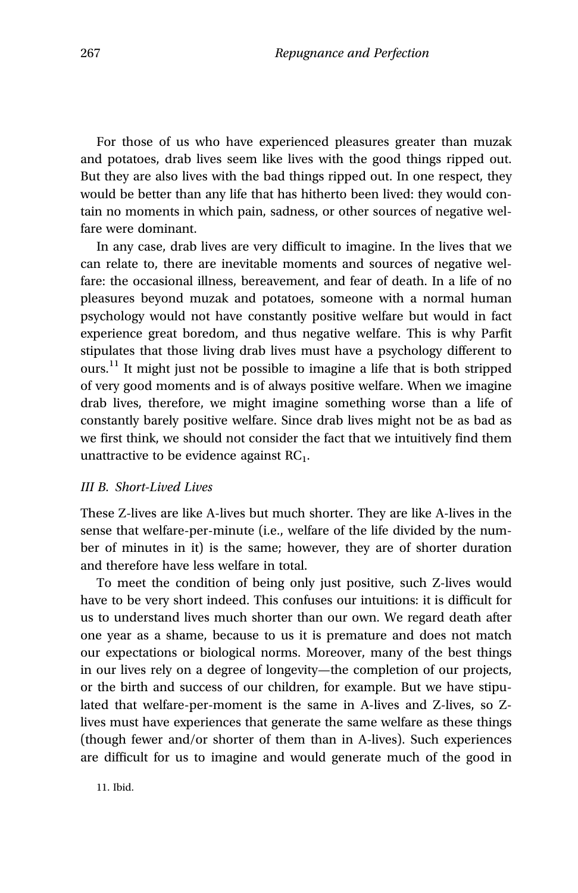For those of us who have experienced pleasures greater than muzak and potatoes, drab lives seem like lives with the good things ripped out. But they are also lives with the bad things ripped out. In one respect, they would be better than any life that has hitherto been lived: they would contain no moments in which pain, sadness, or other sources of negative welfare were dominant.

In any case, drab lives are very difficult to imagine. In the lives that we can relate to, there are inevitable moments and sources of negative welfare: the occasional illness, bereavement, and fear of death. In a life of no pleasures beyond muzak and potatoes, someone with a normal human psychology would not have constantly positive welfare but would in fact experience great boredom, and thus negative welfare. This is why Parfit stipulates that those living drab lives must have a psychology different to ours.[11] It might just not be possible to imagine a life that is both stripped of very good moments and is of always positive welfare. When we imagine drab lives, therefore, we might imagine something worse than a life of constantly barely positive welfare. Since drab lives might not be as bad as we first think, we should not consider the fact that we intuitively find them unattractive to be evidence against $RC_1$.

### *III B. Short-Lived Lives*

These Z-lives are like A-lives but much shorter. They are like A-lives in the sense that welfare-per-minute (i.e., welfare of the life divided by the number of minutes in it) is the same; however, they are of shorter duration and therefore have less welfare in total.

To meet the condition of being only just positive, such Z-lives would have to be very short indeed. This confuses our intuitions: it is difficult for us to understand lives much shorter than our own. We regard death after one year as a shame, because to us it is premature and does not match our expectations or biological norms. Moreover, many of the best things in our lives rely on a degree of longevity—the completion of our projects, or the birth and success of our children, for example. But we have stipulated that welfare-per-moment is the same in A-lives and Z-lives, so Z-lives must have experiences that generate the same welfare as these things (though fewer and/or shorter of them than in A-lives). Such experiences are difficult for us to imagine and would generate much of the good in

11. Ibid.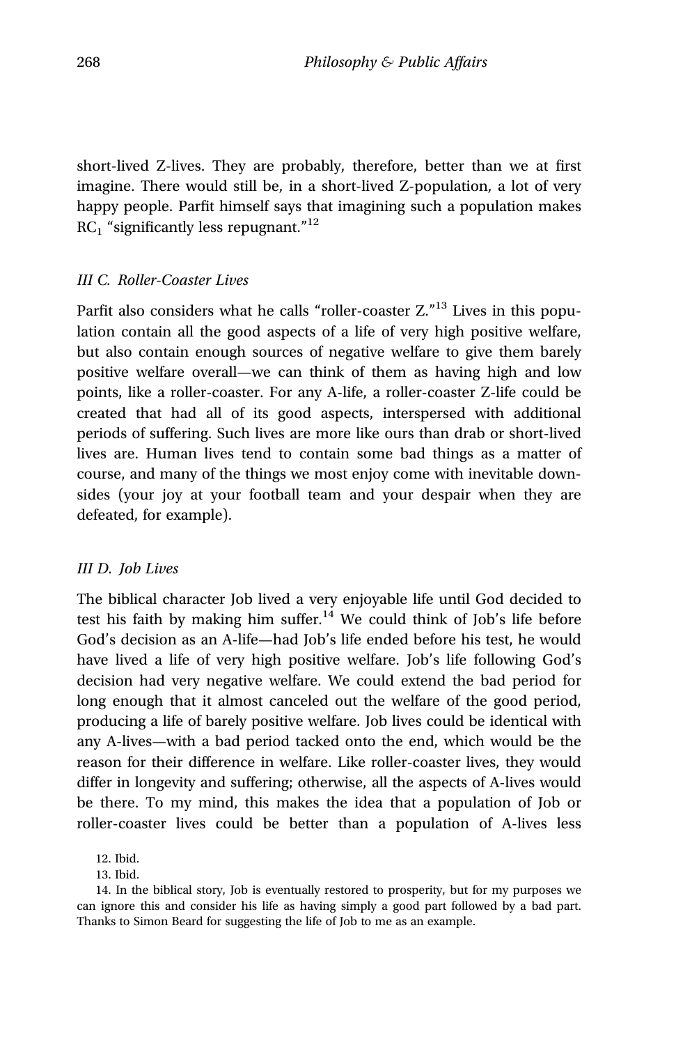short-lived Z-lives. They are probably, therefore, better than we at first imagine. There would still be, in a short-lived Z-population, a lot of very happy people. Parfit himself says that imagining such a population makes $RC_1$ "significantly less repugnant."[12]

### III C. Roller-Coaster Lives

Parfit also considers what he calls "roller-coaster Z."[13] Lives in this population contain all the good aspects of a life of very high positive welfare, but also contain enough sources of negative welfare to give them barely positive welfare overall—we can think of them as having high and low points, like a roller-coaster. For any A-life, a roller-coaster Z-life could be created that had all of its good aspects, interspersed with additional periods of suffering. Such lives are more like ours than drab or short-lived lives are. Human lives tend to contain some bad things as a matter of course, and many of the things we most enjoy come with inevitable downsides (your joy at your football team and your despair when they are defeated, for example).

### III D. Job Lives

The biblical character Job lived a very enjoyable life until God decided to test his faith by making him suffer.[14] We could think of Job's life before God's decision as an A-life—had Job's life ended before his test, he would have lived a life of very high positive welfare. Job's life following God's decision had very negative welfare. We could extend the bad period for long enough that it almost canceled out the welfare of the good period, producing a life of barely positive welfare. Job lives could be identical with any A-lives—with a bad period tacked onto the end, which would be the reason for their difference in welfare. Like roller-coaster lives, they would differ in longevity and suffering; otherwise, all the aspects of A-lives would be there. To my mind, this makes the idea that a population of Job or roller-coaster lives could be better than a population of A-lives less

12. Ibid.

13. Ibid.

14. In the biblical story, Job is eventually restored to prosperity, but for my purposes we can ignore this and consider his life as having simply a good part followed by a bad part. Thanks to Simon Beard for suggesting the life of Job to me as an example.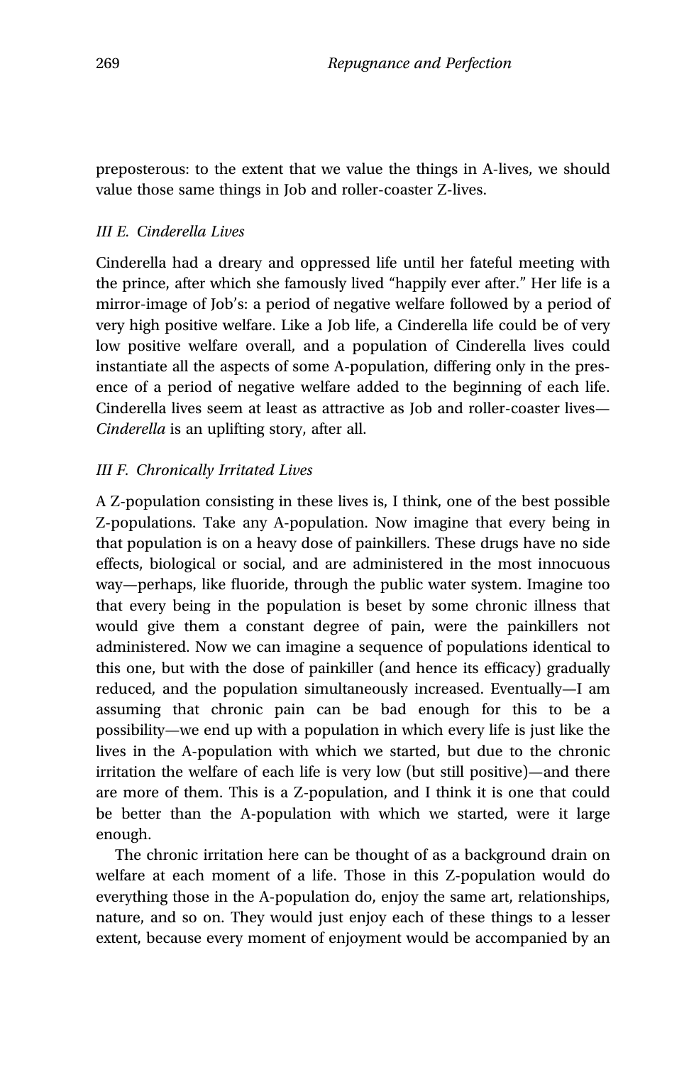preposterous: to the extent that we value the things in A-lives, we should value those same things in Job and roller-coaster Z-lives.

### *III E. Cinderella Lives*

Cinderella had a dreary and oppressed life until her fateful meeting with the prince, after which she famously lived "happily ever after." Her life is a mirror-image of Job's: a period of negative welfare followed by a period of very high positive welfare. Like a Job life, a Cinderella life could be of very low positive welfare overall, and a population of Cinderella lives could instantiate all the aspects of some A-population, differing only in the presence of a period of negative welfare added to the beginning of each life. Cinderella lives seem at least as attractive as Job and roller-coaster lives—*Cinderella* is an uplifting story, after all.

### *III F. Chronically Irritated Lives*

A Z-population consisting in these lives is, I think, one of the best possible Z-populations. Take any A-population. Now imagine that every being in that population is on a heavy dose of painkillers. These drugs have no side effects, biological or social, and are administered in the most innocuous way—perhaps, like fluoride, through the public water system. Imagine too that every being in the population is beset by some chronic illness that would give them a constant degree of pain, were the painkillers not administered. Now we can imagine a sequence of populations identical to this one, but with the dose of painkiller (and hence its efficacy) gradually reduced, and the population simultaneously increased. Eventually—I am assuming that chronic pain can be bad enough for this to be a possibility—we end up with a population in which every life is just like the lives in the A-population with which we started, but due to the chronic irritation the welfare of each life is very low (but still positive)—and there are more of them. This is a Z-population, and I think it is one that could be better than the A-population with which we started, were it large enough.

The chronic irritation here can be thought of as a background drain on welfare at each moment of a life. Those in this Z-population would do everything those in the A-population do, enjoy the same art, relationships, nature, and so on. They would just enjoy each of these things to a lesser extent, because every moment of enjoyment would be accompanied by an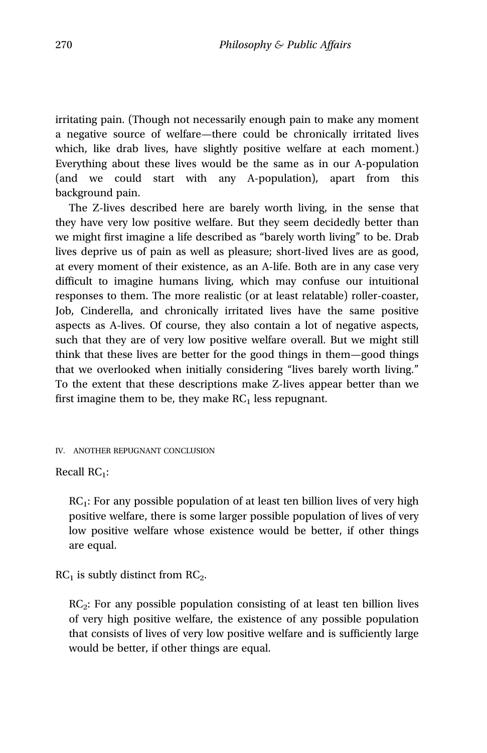irritating pain. (Though not necessarily enough pain to make any moment a negative source of welfare—there could be chronically irritated lives which, like drab lives, have slightly positive welfare at each moment.) Everything about these lives would be the same as in our A-population (and we could start with any A-population), apart from this background pain.

The Z-lives described here are barely worth living, in the sense that they have very low positive welfare. But they seem decidedly better than we might first imagine a life described as "barely worth living" to be. Drab lives deprive us of pain as well as pleasure; short-lived lives are as good, at every moment of their existence, as an A-life. Both are in any case very difficult to imagine humans living, which may confuse our intuitional responses to them. The more realistic (or at least relatable) roller-coaster, Job, Cinderella, and chronically irritated lives have the same positive aspects as A-lives. Of course, they also contain a lot of negative aspects, such that they are of very low positive welfare overall. But we might still think that these lives are better for the good things in them—good things that we overlooked when initially considering "lives barely worth living." To the extent that these descriptions make Z-lives appear better than we first imagine them to be, they make $RC_1$ less repugnant.

## IV. ANOTHER REPUGNANT CONCLUSION

Recall $RC_1$:

> $RC_1$: For any possible population of at least ten billion lives of very high positive welfare, there is some larger possible population of lives of very low positive welfare whose existence would be better, if other things are equal.

$RC_1$ is subtly distinct from $RC_2$.

> $RC_2$: For any possible population consisting of at least ten billion lives of very high positive welfare, the existence of any possible population that consists of lives of very low positive welfare and is sufficiently large would be better, if other things are equal.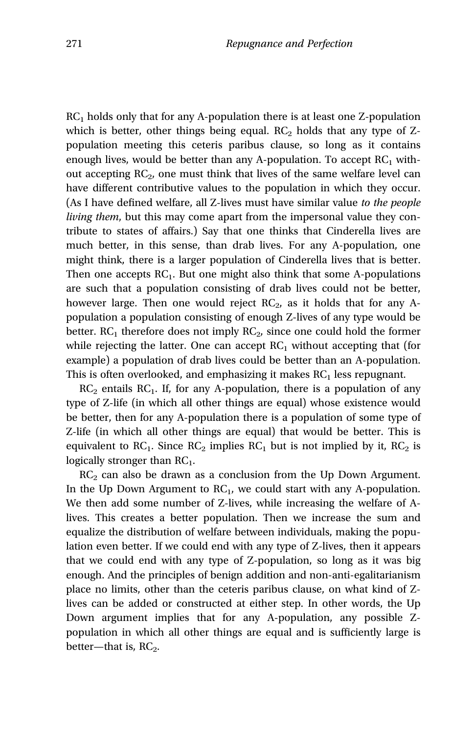$RC_1$ holds only that for any A-population there is at least one Z-population which is better, other things being equal. $RC_2$ holds that any type of Z-population meeting this ceteris paribus clause, so long as it contains enough lives, would be better than any A-population. To accept $RC_1$ without accepting $RC_2$, one must think that lives of the same welfare level can have different contributive values to the population in which they occur. (As I have defined welfare, all Z-lives must have similar value *to the people living them*, but this may come apart from the impersonal value they contribute to states of affairs.) Say that one thinks that Cinderella lives are much better, in this sense, than drab lives. For any A-population, one might think, there is a larger population of Cinderella lives that is better. Then one accepts $RC_1$. But one might also think that some A-populations are such that a population consisting of drab lives could not be better, however large. Then one would reject $RC_2$, as it holds that for any A-population a population consisting of enough Z-lives of any type would be better. $RC_1$ therefore does not imply $RC_2$, since one could hold the former while rejecting the latter. One can accept $RC_1$ without accepting that (for example) a population of drab lives could be better than an A-population. This is often overlooked, and emphasizing it makes $RC_1$ less repugnant.

$RC_2$ entails $RC_1$. If, for any A-population, there is a population of any type of Z-life (in which all other things are equal) whose existence would be better, then for any A-population there is a population of some type of Z-life (in which all other things are equal) that would be better. This is equivalent to $RC_1$. Since $RC_2$ implies $RC_1$ but is not implied by it, $RC_2$ is logically stronger than $RC_1$.

$RC_2$ can also be drawn as a conclusion from the Up Down Argument. In the Up Down Argument to $RC_1$, we could start with any A-population. We then add some number of Z-lives, while increasing the welfare of A-lives. This creates a better population. Then we increase the sum and equalize the distribution of welfare between individuals, making the population even better. If we could end with any type of Z-lives, then it appears that we could end with any type of Z-population, so long as it was big enough. And the principles of benign addition and non-anti-egalitarianism place no limits, other than the ceteris paribus clause, on what kind of Z-lives can be added or constructed at either step. In other words, the Up Down argument implies that for any A-population, any possible Z-population in which all other things are equal and is sufficiently large is better—that is, $RC_2$.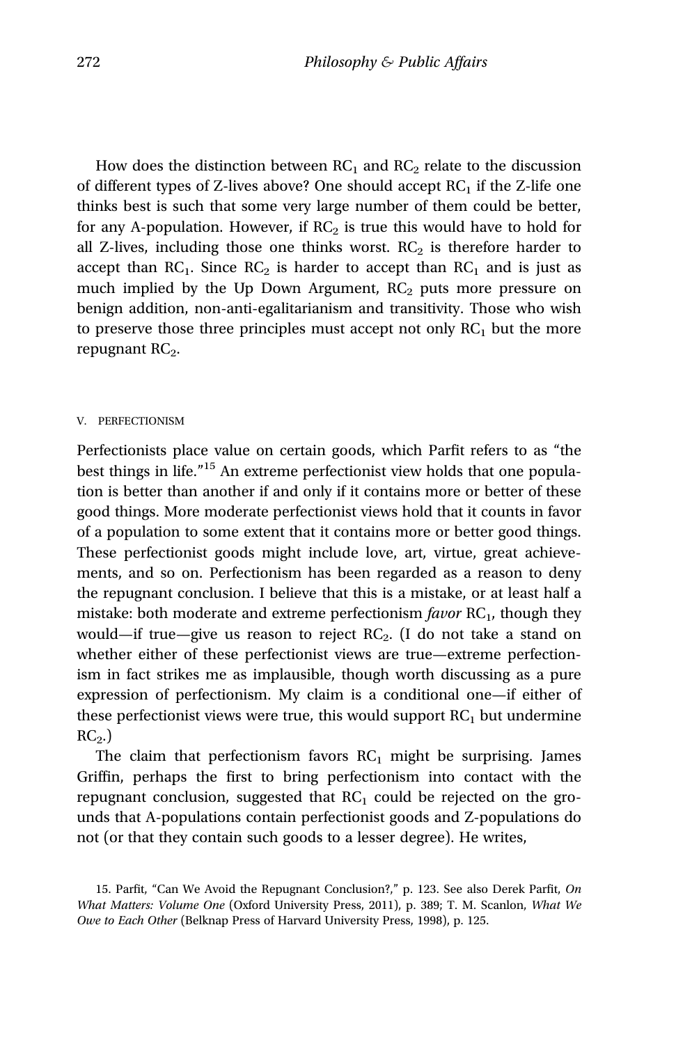How does the distinction between $RC_1$ and $RC_2$ relate to the discussion of different types of Z-lives above? One should accept $RC_1$ if the Z-life one thinks best is such that some very large number of them could be better, for any A-population. However, if $RC_2$ is true this would have to hold for all Z-lives, including those one thinks worst. $RC_2$ is therefore harder to accept than $RC_1$. Since $RC_2$ is harder to accept than $RC_1$ and is just as much implied by the Up Down Argument, $RC_2$ puts more pressure on benign addition, non-anti-egalitarianism and transitivity. Those who wish to preserve those three principles must accept not only $RC_1$ but the more repugnant $RC_2$.

## V. PERFECTIONISM

Perfectionists place value on certain goods, which Parfit refers to as "the best things in life."[15] An extreme perfectionist view holds that one population is better than another if and only if it contains more or better of these good things. More moderate perfectionist views hold that it counts in favor of a population to some extent that it contains more or better good things. These perfectionist goods might include love, art, virtue, great achievements, and so on. Perfectionism has been regarded as a reason to deny the repugnant conclusion. I believe that this is a mistake, or at least half a mistake: both moderate and extreme perfectionism *favor* $RC_1$, though they would—if true—give us reason to reject $RC_2$. (I do not take a stand on whether either of these perfectionist views are true—extreme perfectionism in fact strikes me as implausible, though worth discussing as a pure expression of perfectionism. My claim is a conditional one—if either of these perfectionist views were true, this would support $RC_1$ but undermine $RC_2$.)

The claim that perfectionism favors $RC_1$ might be surprising. James Griffin, perhaps the first to bring perfectionism into contact with the repugnant conclusion, suggested that $RC_1$ could be rejected on the grounds that A-populations contain perfectionist goods and Z-populations do not (or that they contain such goods to a lesser degree). He writes,

15. Parfit, "Can We Avoid the Repugnant Conclusion?," p. 123. See also Derek Parfit, *On What Matters: Volume One* (Oxford University Press, 2011), p. 389; T. M. Scanlon, *What We Owe to Each Other* (Belknap Press of Harvard University Press, 1998), p. 125.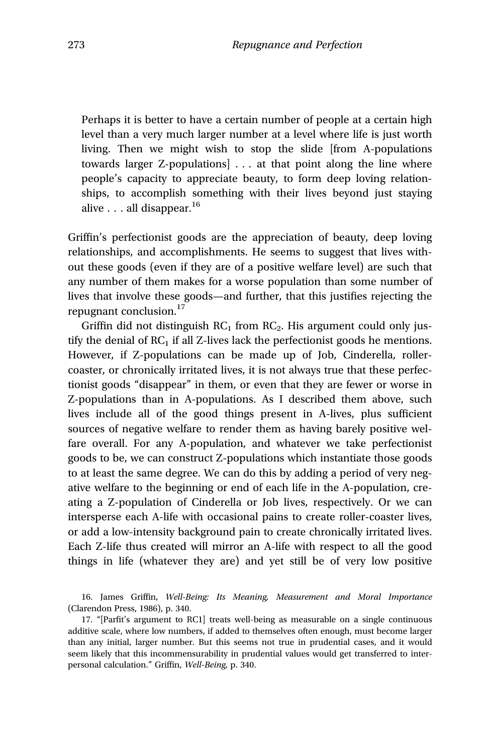> Perhaps it is better to have a certain number of people at a certain high level than a very much larger number at a level where life is just worth living. Then we might wish to stop the slide [from A-populations towards larger Z-populations] . . . at that point along the line where people's capacity to appreciate beauty, to form deep loving relationships, to accomplish something with their lives beyond just staying alive . . . all disappear.[16]

Griffin's perfectionist goods are the appreciation of beauty, deep loving relationships, and accomplishments. He seems to suggest that lives without these goods (even if they are of a positive welfare level) are such that any number of them makes for a worse population than some number of lives that involve these goods—and further, that this justifies rejecting the repugnant conclusion.[17]

Griffin did not distinguish $RC_1$ from $RC_2$. His argument could only justify the denial of $RC_1$ if all Z-lives lack the perfectionist goods he mentions. However, if Z-populations can be made up of Job, Cinderella, roller-coaster, or chronically irritated lives, it is not always true that these perfectionist goods "disappear" in them, or even that they are fewer or worse in Z-populations than in A-populations. As I described them above, such lives include all of the good things present in A-lives, plus sufficient sources of negative welfare to render them as having barely positive welfare overall. For any A-population, and whatever we take perfectionist goods to be, we can construct Z-populations which instantiate those goods to at least the same degree. We can do this by adding a period of very negative welfare to the beginning or end of each life in the A-population, creating a Z-population of Cinderella or Job lives, respectively. Or we can intersperse each A-life with occasional pains to create roller-coaster lives, or add a low-intensity background pain to create chronically irritated lives. Each Z-life thus created will mirror an A-life with respect to all the good things in life (whatever they are) and yet still be of very low positive

16. James Griffin, *Well-Being: Its Meaning, Measurement and Moral Importance* (Clarendon Press, 1986), p. 340.

17. "[Parfit's argument to RC1] treats well-being as measurable on a single continuous additive scale, where low numbers, if added to themselves often enough, must become larger than any initial, larger number. But this seems not true in prudential cases, and it would seem likely that this incommensurability in prudential values would get transferred to interpersonal calculation." Griffin, *Well-Being*, p. 340.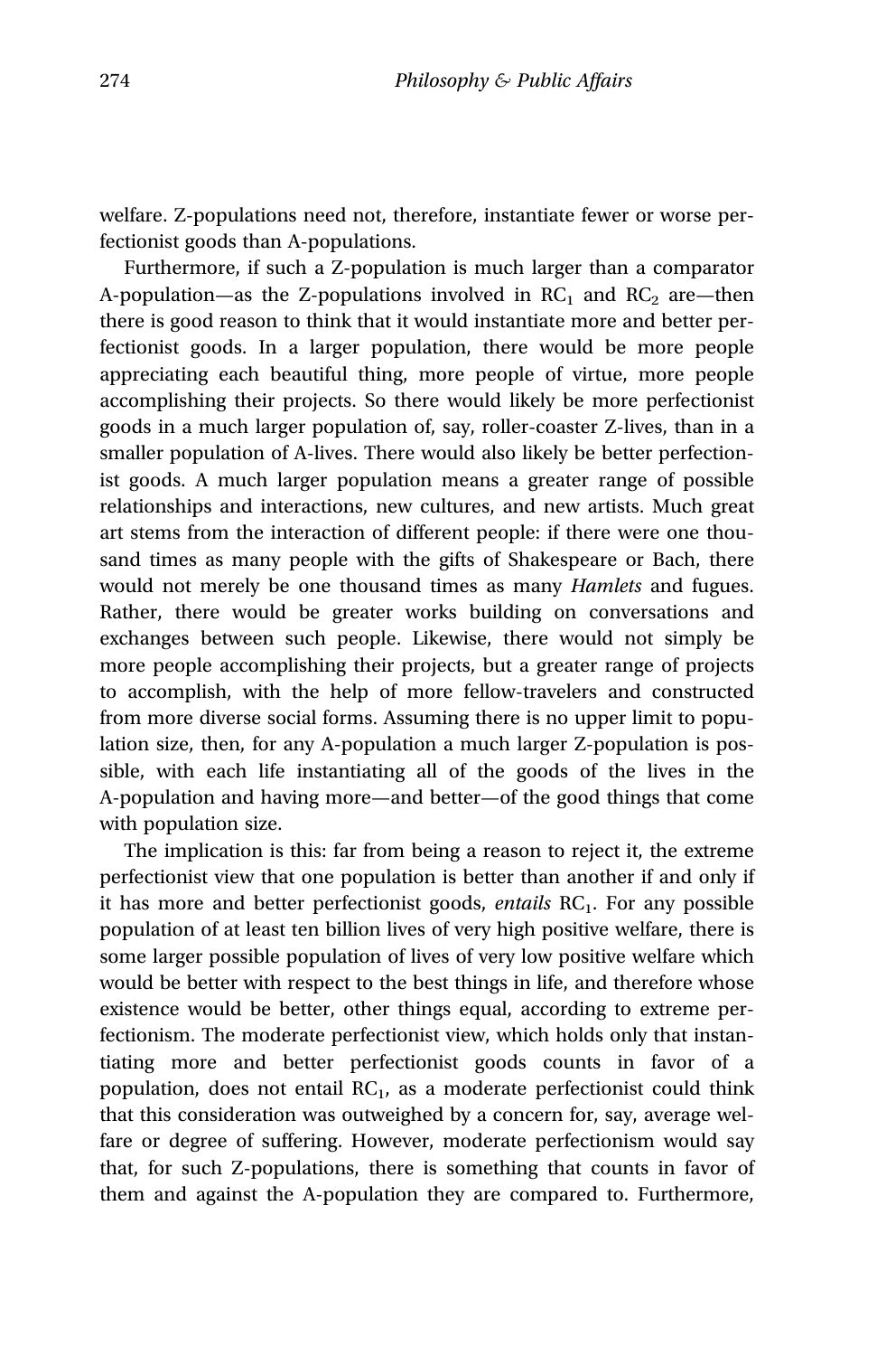welfare. Z-populations need not, therefore, instantiate fewer or worse perfectionist goods than A-populations.

Furthermore, if such a Z-population is much larger than a comparator A-population—as the Z-populations involved in $RC_1$ and $RC_2$ are—then there is good reason to think that it would instantiate more and better perfectionist goods. In a larger population, there would be more people appreciating each beautiful thing, more people of virtue, more people accomplishing their projects. So there would likely be more perfectionist goods in a much larger population of, say, roller-coaster Z-lives, than in a smaller population of A-lives. There would also likely be better perfectionist goods. A much larger population means a greater range of possible relationships and interactions, new cultures, and new artists. Much great art stems from the interaction of different people: if there were one thousand times as many people with the gifts of Shakespeare or Bach, there would not merely be one thousand times as many *Hamlets* and fugues. Rather, there would be greater works building on conversations and exchanges between such people. Likewise, there would not simply be more people accomplishing their projects, but a greater range of projects to accomplish, with the help of more fellow-travelers and constructed from more diverse social forms. Assuming there is no upper limit to population size, then, for any A-population a much larger Z-population is possible, with each life instantiating all of the goods of the lives in the A-population and having more—and better—of the good things that come with population size.

The implication is this: far from being a reason to reject it, the extreme perfectionist view that one population is better than another if and only if it has more and better perfectionist goods, *entails* $RC_1$. For any possible population of at least ten billion lives of very high positive welfare, there is some larger possible population of lives of very low positive welfare which would be better with respect to the best things in life, and therefore whose existence would be better, other things equal, according to extreme perfectionism. The moderate perfectionist view, which holds only that instantiating more and better perfectionist goods counts in favor of a population, does not entail $RC_1$, as a moderate perfectionist could think that this consideration was outweighed by a concern for, say, average welfare or degree of suffering. However, moderate perfectionism would say that, for such Z-populations, there is something that counts in favor of them and against the A-population they are compared to. Furthermore,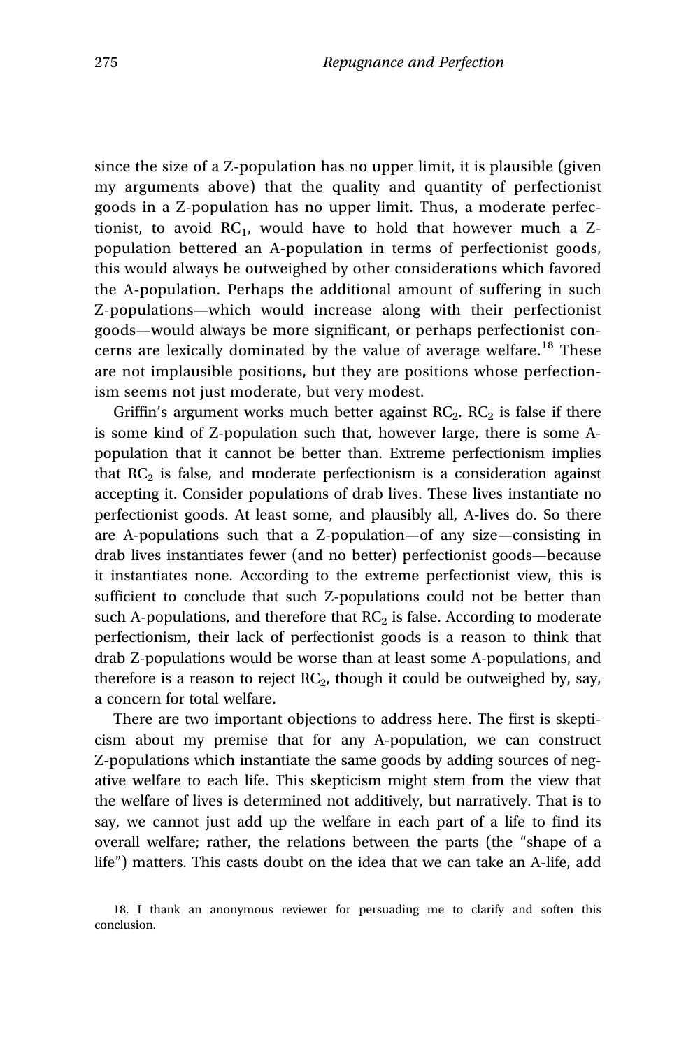since the size of a Z-population has no upper limit, it is plausible (given my arguments above) that the quality and quantity of perfectionist goods in a Z-population has no upper limit. Thus, a moderate perfectionist, to avoid $RC_1$, would have to hold that however much a Z-population bettered an A-population in terms of perfectionist goods, this would always be outweighed by other considerations which favored the A-population. Perhaps the additional amount of suffering in such Z-populations—which would increase along with their perfectionist goods—would always be more significant, or perhaps perfectionist concerns are lexically dominated by the value of average welfare.[18] These are not implausible positions, but they are positions whose perfectionism seems not just moderate, but very modest.

Griffin's argument works much better against $RC_2$. $RC_2$ is false if there is some kind of Z-population such that, however large, there is some A-population that it cannot be better than. Extreme perfectionism implies that $RC_2$ is false, and moderate perfectionism is a consideration against accepting it. Consider populations of drab lives. These lives instantiate no perfectionist goods. At least some, and plausibly all, A-lives do. So there are A-populations such that a Z-population—of any size—consisting in drab lives instantiates fewer (and no better) perfectionist goods—because it instantiates none. According to the extreme perfectionist view, this is sufficient to conclude that such Z-populations could not be better than such A-populations, and therefore that $RC_2$ is false. According to moderate perfectionism, their lack of perfectionist goods is a reason to think that drab Z-populations would be worse than at least some A-populations, and therefore is a reason to reject $RC_2$, though it could be outweighed by, say, a concern for total welfare.

There are two important objections to address here. The first is skepticism about my premise that for any A-population, we can construct Z-populations which instantiate the same goods by adding sources of negative welfare to each life. This skepticism might stem from the view that the welfare of lives is determined not additively, but narratively. That is to say, we cannot just add up the welfare in each part of a life to find its overall welfare; rather, the relations between the parts (the "shape of a life") matters. This casts doubt on the idea that we can take an A-life, add

18. I thank an anonymous reviewer for persuading me to clarify and soften this conclusion.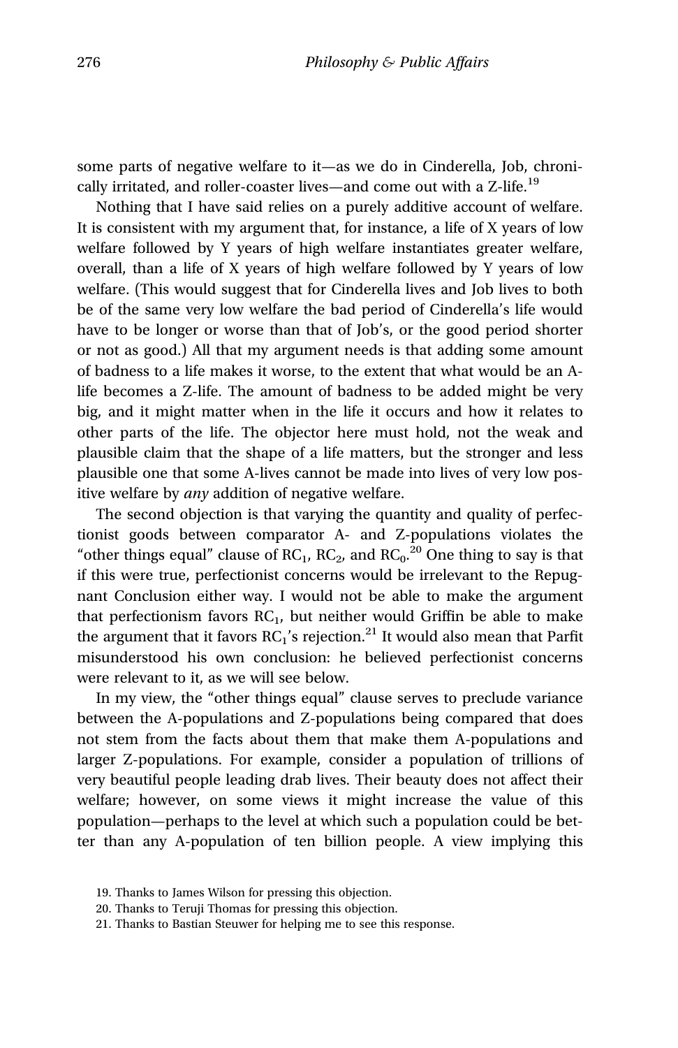some parts of negative welfare to it—as we do in Cinderella, Job, chronically irritated, and roller-coaster lives—and come out with a Z-life.[19]

Nothing that I have said relies on a purely additive account of welfare. It is consistent with my argument that, for instance, a life of X years of low welfare followed by Y years of high welfare instantiates greater welfare, overall, than a life of X years of high welfare followed by Y years of low welfare. (This would suggest that for Cinderella lives and Job lives to both be of the same very low welfare the bad period of Cinderella's life would have to be longer or worse than that of Job's, or the good period shorter or not as good.) All that my argument needs is that adding some amount of badness to a life makes it worse, to the extent that what would be an A-life becomes a Z-life. The amount of badness to be added might be very big, and it might matter when in the life it occurs and how it relates to other parts of the life. The objector here must hold, not the weak and plausible claim that the shape of a life matters, but the stronger and less plausible one that some A-lives cannot be made into lives of very low positive welfare by *any* addition of negative welfare.

The second objection is that varying the quantity and quality of perfectionist goods between comparator A- and Z-populations violates the "other things equal" clause of $RC_1$, $RC_2$, and $RC_0$.[20] One thing to say is that if this were true, perfectionist concerns would be irrelevant to the Repugnant Conclusion either way. I would not be able to make the argument that perfectionism favors $RC_1$, but neither would Griffin be able to make the argument that it favors $RC_1$'s rejection.[21] It would also mean that Parfit misunderstood his own conclusion: he believed perfectionist concerns were relevant to it, as we will see below.

In my view, the "other things equal" clause serves to preclude variance between the A-populations and Z-populations being compared that does not stem from the facts about them that make them A-populations and larger Z-populations. For example, consider a population of trillions of very beautiful people leading drab lives. Their beauty does not affect their welfare; however, on some views it might increase the value of this population—perhaps to the level at which such a population could be better than any A-population of ten billion people. A view implying this

19. Thanks to James Wilson for pressing this objection.

20. Thanks to Teruji Thomas for pressing this objection.

21. Thanks to Bastian Steuwer for helping me to see this response.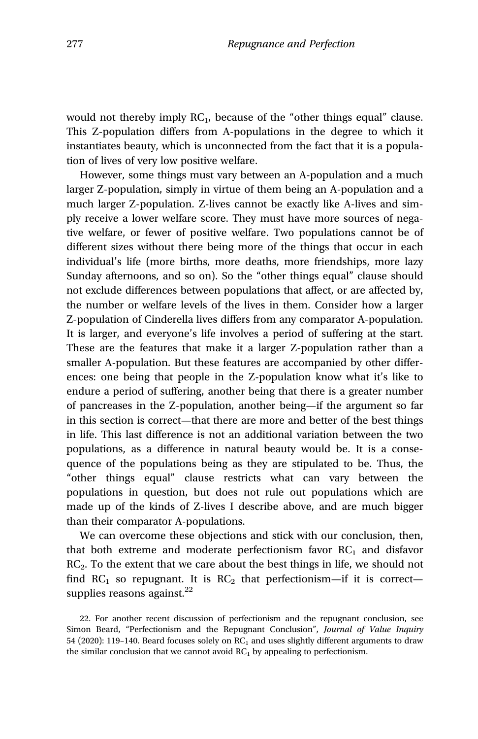would not thereby imply $RC_1$, because of the "other things equal" clause. This Z-population differs from A-populations in the degree to which it instantiates beauty, which is unconnected from the fact that it is a population of lives of very low positive welfare.

However, some things must vary between an A-population and a much larger Z-population, simply in virtue of them being an A-population and a much larger Z-population. Z-lives cannot be exactly like A-lives and simply receive a lower welfare score. They must have more sources of negative welfare, or fewer of positive welfare. Two populations cannot be of different sizes without there being more of the things that occur in each individual's life (more births, more deaths, more friendships, more lazy Sunday afternoons, and so on). So the "other things equal" clause should not exclude differences between populations that affect, or are affected by, the number or welfare levels of the lives in them. Consider how a larger Z-population of Cinderella lives differs from any comparator A-population. It is larger, and everyone's life involves a period of suffering at the start. These are the features that make it a larger Z-population rather than a smaller A-population. But these features are accompanied by other differences: one being that people in the Z-population know what it's like to endure a period of suffering, another being that there is a greater number of pancreases in the Z-population, another being—if the argument so far in this section is correct—that there are more and better of the best things in life. This last difference is not an additional variation between the two populations, as a difference in natural beauty would be. It is a consequence of the populations being as they are stipulated to be. Thus, the "other things equal" clause restricts what can vary between the populations in question, but does not rule out populations which are made up of the kinds of Z-lives I describe above, and are much bigger than their comparator A-populations.

We can overcome these objections and stick with our conclusion, then, that both extreme and moderate perfectionism favor $RC_1$ and disfavor $RC_2$. To the extent that we care about the best things in life, we should not find $RC_1$ so repugnant. It is $RC_2$ that perfectionism—if it is correct—supplies reasons against.[22]

22. For another recent discussion of perfectionism and the repugnant conclusion, see Simon Beard, "Perfectionism and the Repugnant Conclusion", *Journal of Value Inquiry* 54 (2020): 119–140. Beard focuses solely on $RC_1$ and uses slightly different arguments to draw the similar conclusion that we cannot avoid $RC_1$ by appealing to perfectionism.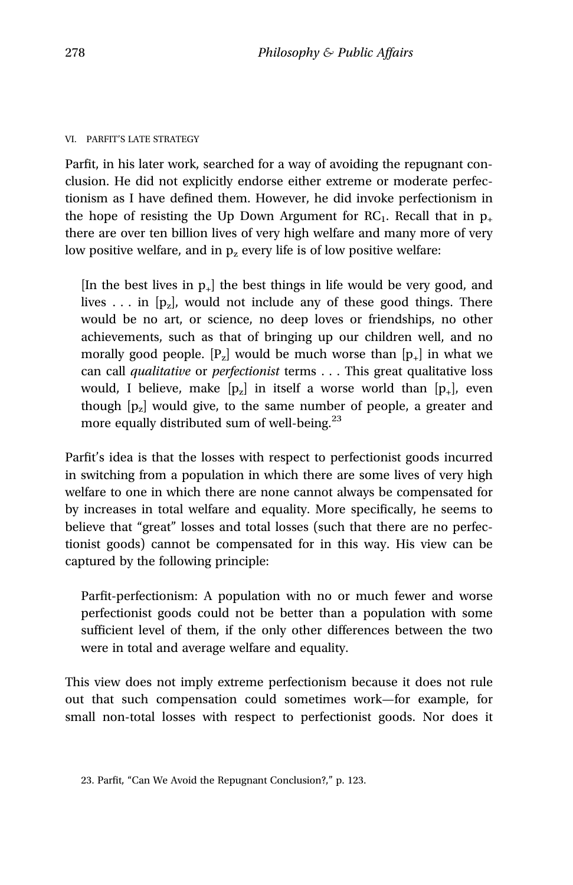## VI. PARFIT'S LATE STRATEGY

Parfit, in his later work, searched for a way of avoiding the repugnant conclusion. He did not explicitly endorse either extreme or moderate perfectionism as I have defined them. However, he did invoke perfectionism in the hope of resisting the Up Down Argument for $RC_1$. Recall that in $p_+$ there are over ten billion lives of very high welfare and many more of very low positive welfare, and in $p_z$ every life is of low positive welfare:

> [In the best lives in $p_+$] the best things in life would be very good, and lives . . . in [$p_z$], would not include any of these good things. There would be no art, or science, no deep loves or friendships, no other achievements, such as that of bringing up our children well, and no morally good people. [$P_z$] would be much worse than [$p_+$] in what we can call *qualitative* or *perfectionist* terms . . . This great qualitative loss would, I believe, make [$p_z$] in itself a worse world than [$p_+$], even though [$p_z$] would give, to the same number of people, a greater and more equally distributed sum of well-being.[23]

Parfit's idea is that the losses with respect to perfectionist goods incurred in switching from a population in which there are some lives of very high welfare to one in which there are none cannot always be compensated for by increases in total welfare and equality. More specifically, he seems to believe that "great" losses and total losses (such that there are no perfectionist goods) cannot be compensated for in this way. His view can be captured by the following principle:

> Parfit-perfectionism: A population with no or much fewer and worse perfectionist goods could not be better than a population with some sufficient level of them, if the only other differences between the two were in total and average welfare and equality.

This view does not imply extreme perfectionism because it does not rule out that such compensation could sometimes work—for example, for small non-total losses with respect to perfectionist goods. Nor does it

23. Parfit, "Can We Avoid the Repugnant Conclusion?," p. 123.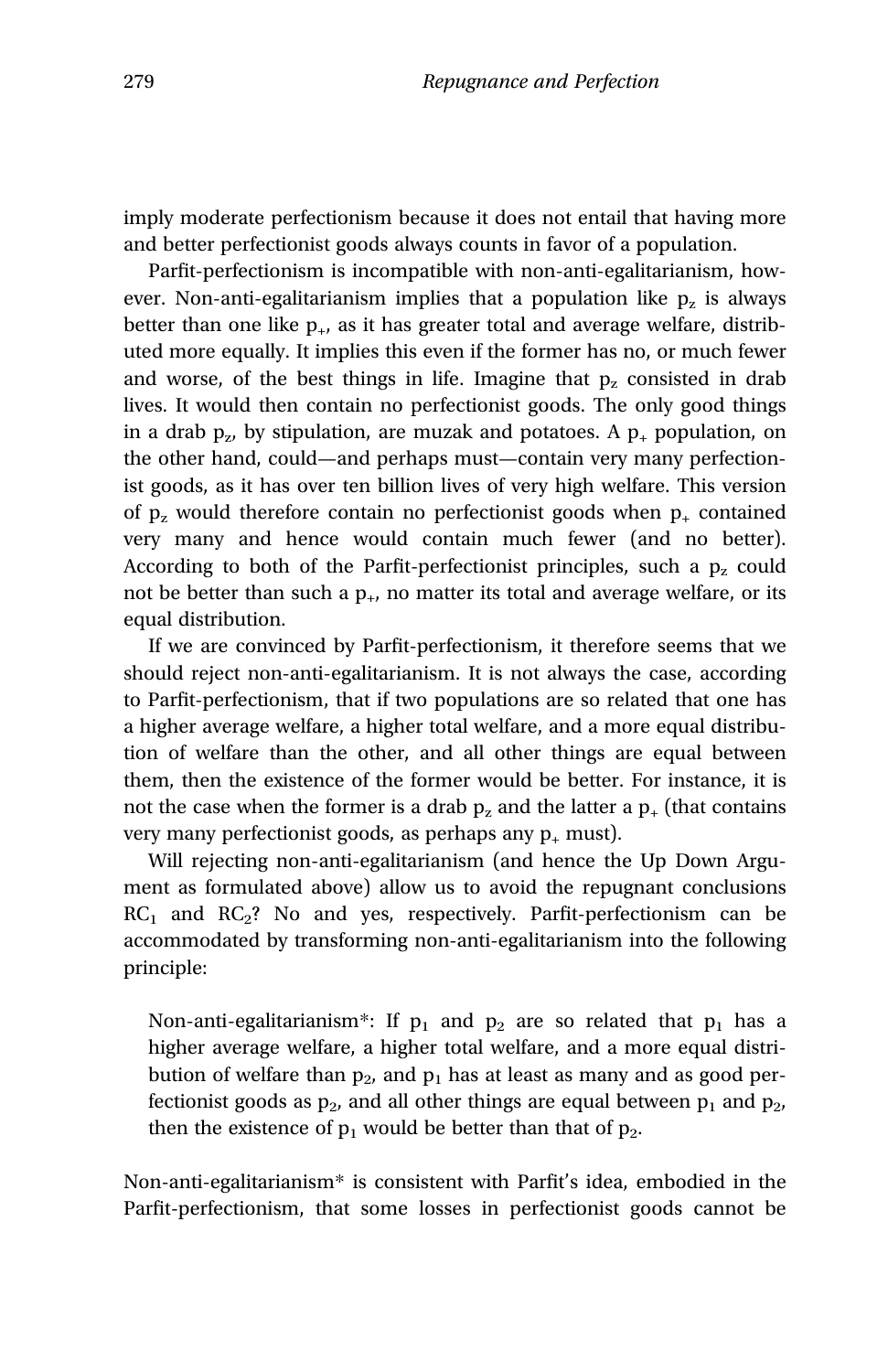imply moderate perfectionism because it does not entail that having more and better perfectionist goods always counts in favor of a population.

Parfit-perfectionism is incompatible with non-anti-egalitarianism, however. Non-anti-egalitarianism implies that a population like $p_z$ is always better than one like $p_+$, as it has greater total and average welfare, distributed more equally. It implies this even if the former has no, or much fewer and worse, of the best things in life. Imagine that $p_z$ consisted in drab lives. It would then contain no perfectionist goods. The only good things in a drab $p_z$, by stipulation, are muzak and potatoes. A $p_+$ population, on the other hand, could—and perhaps must—contain very many perfectionist goods, as it has over ten billion lives of very high welfare. This version of $p_z$ would therefore contain no perfectionist goods when $p_+$ contained very many and hence would contain much fewer (and no better). According to both of the Parfit-perfectionist principles, such a $p_z$ could not be better than such a $p_+$, no matter its total and average welfare, or its equal distribution.

If we are convinced by Parfit-perfectionism, it therefore seems that we should reject non-anti-egalitarianism. It is not always the case, according to Parfit-perfectionism, that if two populations are so related that one has a higher average welfare, a higher total welfare, and a more equal distribution of welfare than the other, and all other things are equal between them, then the existence of the former would be better. For instance, it is not the case when the former is a drab $p_z$ and the latter a $p_+$ (that contains very many perfectionist goods, as perhaps any $p_+$ must).

Will rejecting non-anti-egalitarianism (and hence the Up Down Argument as formulated above) allow us to avoid the repugnant conclusions $RC_1$ and $RC_2$? No and yes, respectively. Parfit-perfectionism can be accommodated by transforming non-anti-egalitarianism into the following principle:

> Non-anti-egalitarianism*: If $p_1$ and $p_2$ are so related that $p_1$ has a higher average welfare, a higher total welfare, and a more equal distribution of welfare than $p_2$, and $p_1$ has at least as many and as good perfectionist goods as $p_2$, and all other things are equal between $p_1$ and $p_2$, then the existence of $p_1$ would be better than that of $p_2$.

Non-anti-egalitarianism* is consistent with Parfit's idea, embodied in the Parfit-perfectionism, that some losses in perfectionist goods cannot be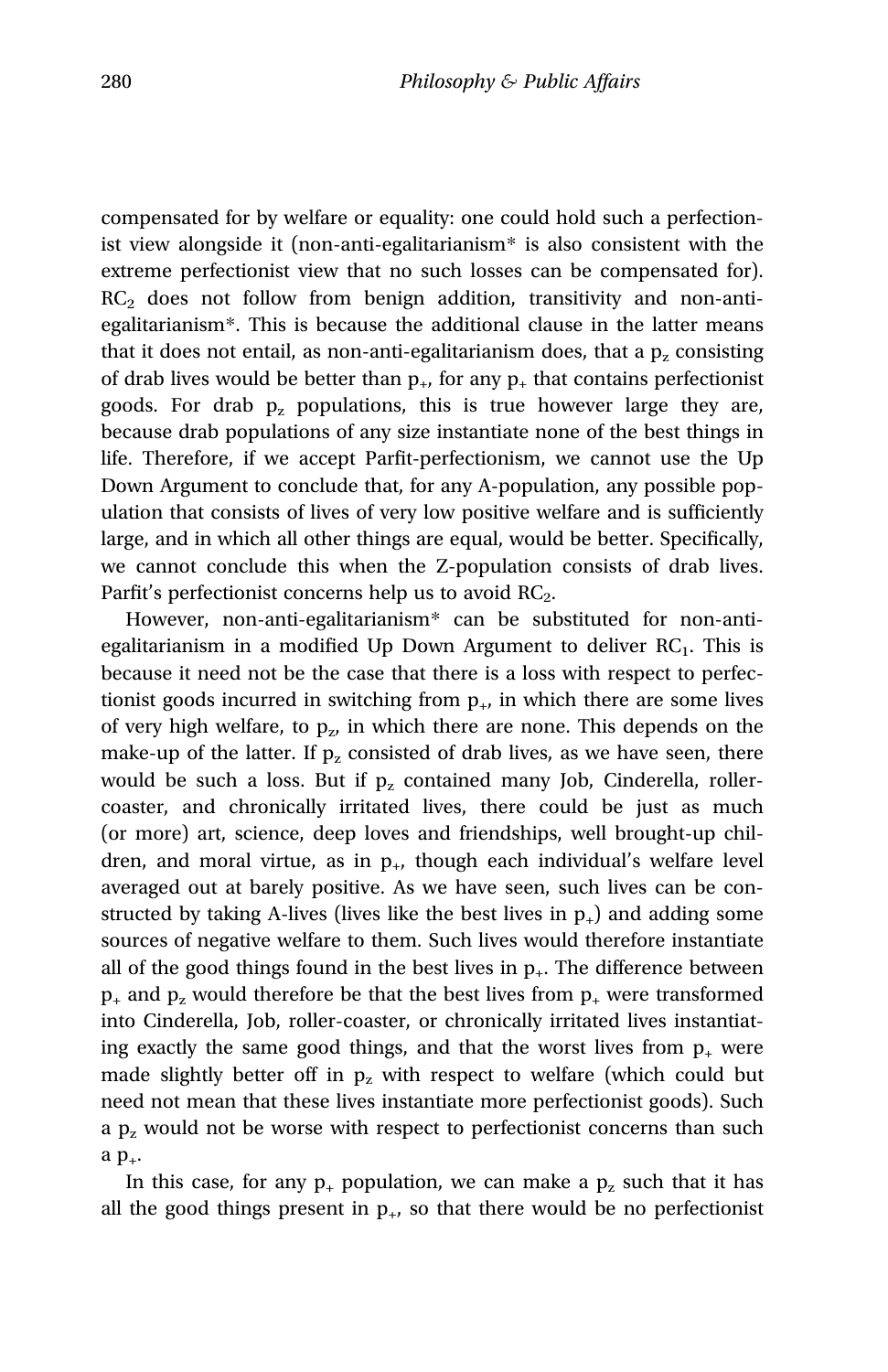compensated for by welfare or equality: one could hold such a perfectionist view alongside it (non-anti-egalitarianism* is also consistent with the extreme perfectionist view that no such losses can be compensated for). $RC_2$ does not follow from benign addition, transitivity and non-anti-egalitarianism*. This is because the additional clause in the latter means that it does not entail, as non-anti-egalitarianism does, that a $p_z$ consisting of drab lives would be better than $p_+$, for any $p_+$ that contains perfectionist goods. For drab $p_z$ populations, this is true however large they are, because drab populations of any size instantiate none of the best things in life. Therefore, if we accept Parfit-perfectionism, we cannot use the Up Down Argument to conclude that, for any A-population, any possible population that consists of lives of very low positive welfare and is sufficiently large, and in which all other things are equal, would be better. Specifically, we cannot conclude this when the Z-population consists of drab lives. Parfit's perfectionist concerns help us to avoid $RC_2$.

However, non-anti-egalitarianism* can be substituted for non-anti-egalitarianism in a modified Up Down Argument to deliver $RC_1$. This is because it need not be the case that there is a loss with respect to perfectionist goods incurred in switching from $p_+$, in which there are some lives of very high welfare, to $p_z$, in which there are none. This depends on the make-up of the latter. If $p_z$ consisted of drab lives, as we have seen, there would be such a loss. But if $p_z$ contained many Job, Cinderella, roller-coaster, and chronically irritated lives, there could be just as much (or more) art, science, deep loves and friendships, well brought-up children, and moral virtue, as in $p_+$, though each individual's welfare level averaged out at barely positive. As we have seen, such lives can be constructed by taking A-lives (lives like the best lives in $p_+$) and adding some sources of negative welfare to them. Such lives would therefore instantiate all of the good things found in the best lives in $p_+$. The difference between $p_+$ and $p_z$ would therefore be that the best lives from $p_+$ were transformed into Cinderella, Job, roller-coaster, or chronically irritated lives instantiating exactly the same good things, and that the worst lives from $p_+$ were made slightly better off in $p_z$ with respect to welfare (which could but need not mean that these lives instantiate more perfectionist goods). Such a $p_z$ would not be worse with respect to perfectionist concerns than such a $p_+$.

In this case, for any $p_+$ population, we can make a $p_z$ such that it has all the good things present in $p_+$, so that there would be no perfectionist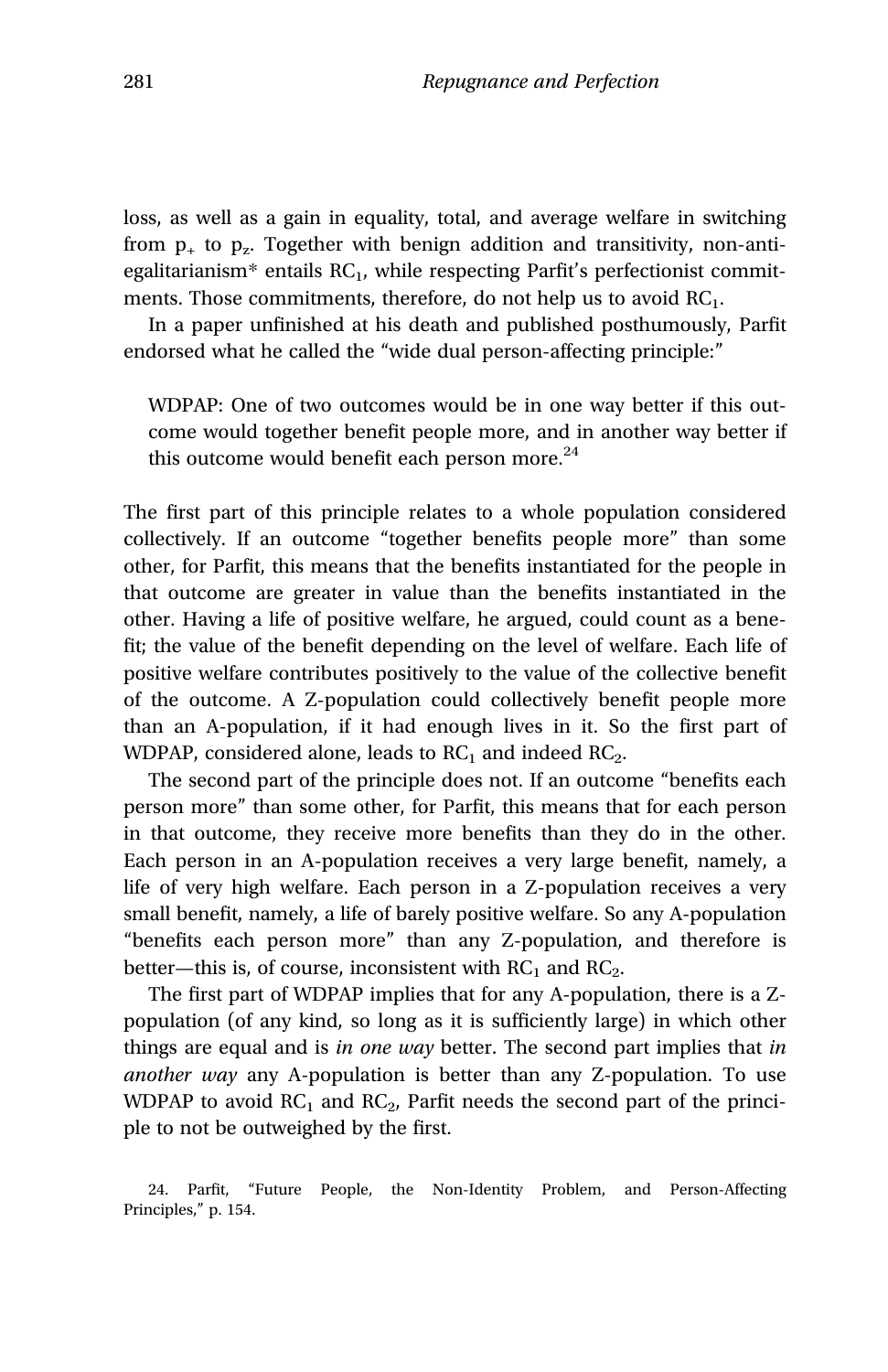loss, as well as a gain in equality, total, and average welfare in switching from $p_+$ to $p_z$. Together with benign addition and transitivity, non-anti-egalitarianism* entails $RC_1$, while respecting Parfit's perfectionist commitments. Those commitments, therefore, do not help us to avoid $RC_1$.

In a paper unfinished at his death and published posthumously, Parfit endorsed what he called the "wide dual person-affecting principle:"

> WDPAP: One of two outcomes would be in one way better if this outcome would together benefit people more, and in another way better if this outcome would benefit each person more.[24]

The first part of this principle relates to a whole population considered collectively. If an outcome "together benefits people more" than some other, for Parfit, this means that the benefits instantiated for the people in that outcome are greater in value than the benefits instantiated in the other. Having a life of positive welfare, he argued, could count as a benefit; the value of the benefit depending on the level of welfare. Each life of positive welfare contributes positively to the value of the collective benefit of the outcome. A Z-population could collectively benefit people more than an A-population, if it had enough lives in it. So the first part of WDPAP, considered alone, leads to $RC_1$ and indeed $RC_2$.

The second part of the principle does not. If an outcome "benefits each person more" than some other, for Parfit, this means that for each person in that outcome, they receive more benefits than they do in the other. Each person in an A-population receives a very large benefit, namely, a life of very high welfare. Each person in a Z-population receives a very small benefit, namely, a life of barely positive welfare. So any A-population "benefits each person more" than any Z-population, and therefore is better—this is, of course, inconsistent with $RC_1$ and $RC_2$.

The first part of WDPAP implies that for any A-population, there is a Z-population (of any kind, so long as it is sufficiently large) in which other things are equal and is *in one way* better. The second part implies that *in another way* any A-population is better than any Z-population. To use WDPAP to avoid $RC_1$ and $RC_2$, Parfit needs the second part of the principle to not be outweighed by the first.

24. Parfit, "Future People, the Non-Identity Problem, and Person-Affecting Principles," p. 154.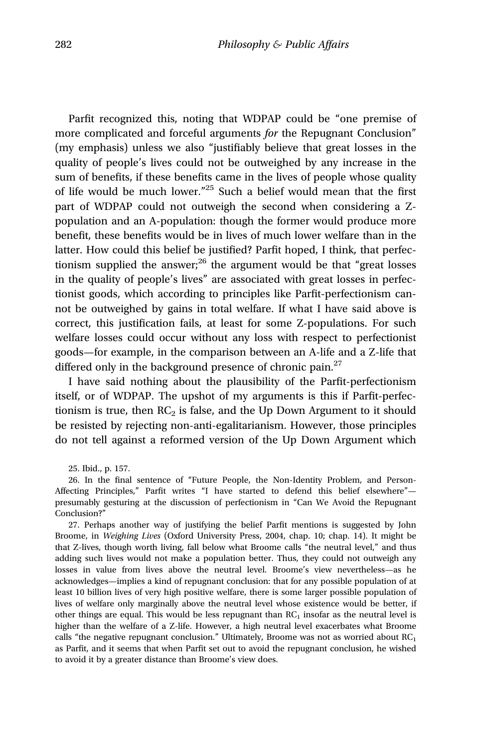Parfit recognized this, noting that WDPAP could be "one premise of more complicated and forceful arguments *for* the Repugnant Conclusion" (my emphasis) unless we also "justifiably believe that great losses in the quality of people's lives could not be outweighed by any increase in the sum of benefits, if these benefits came in the lives of people whose quality of life would be much lower."[25] Such a belief would mean that the first part of WDPAP could not outweigh the second when considering a Z-population and an A-population: though the former would produce more benefit, these benefits would be in lives of much lower welfare than in the latter. How could this belief be justified? Parfit hoped, I think, that perfectionism supplied the answer;[26] the argument would be that "great losses in the quality of people's lives" are associated with great losses in perfectionist goods, which according to principles like Parfit-perfectionism cannot be outweighed by gains in total welfare. If what I have said above is correct, this justification fails, at least for some Z-populations. For such welfare losses could occur without any loss with respect to perfectionist goods—for example, in the comparison between an A-life and a Z-life that differed only in the background presence of chronic pain.[27]

I have said nothing about the plausibility of the Parfit-perfectionism itself, or of WDPAP. The upshot of my arguments is this if Parfit-perfectionism is true, then $RC_2$ is false, and the Up Down Argument to it should be resisted by rejecting non-anti-egalitarianism. However, those principles do not tell against a reformed version of the Up Down Argument which

25. Ibid., p. 157.

26. In the final sentence of "Future People, the Non-Identity Problem, and Person-Affecting Principles," Parfit writes "I have started to defend this belief elsewhere"—presumably gesturing at the discussion of perfectionism in "Can We Avoid the Repugnant Conclusion?"

27. Perhaps another way of justifying the belief Parfit mentions is suggested by John Broome, in *Weighing Lives* (Oxford University Press, 2004, chap. 10; chap. 14). It might be that Z-lives, though worth living, fall below what Broome calls "the neutral level," and thus adding such lives would not make a population better. Thus, they could not outweigh any losses in value from lives above the neutral level. Broome's view nevertheless—as he acknowledges—implies a kind of repugnant conclusion: that for any possible population of at least 10 billion lives of very high positive welfare, there is some larger possible population of lives of welfare only marginally above the neutral level whose existence would be better, if other things are equal. This would be less repugnant than $RC_1$ insofar as the neutral level is higher than the welfare of a Z-life. However, a high neutral level exacerbates what Broome calls "the negative repugnant conclusion." Ultimately, Broome was not as worried about $RC_1$ as Parfit, and it seems that when Parfit set out to avoid the repugnant conclusion, he wished to avoid it by a greater distance than Broome's view does.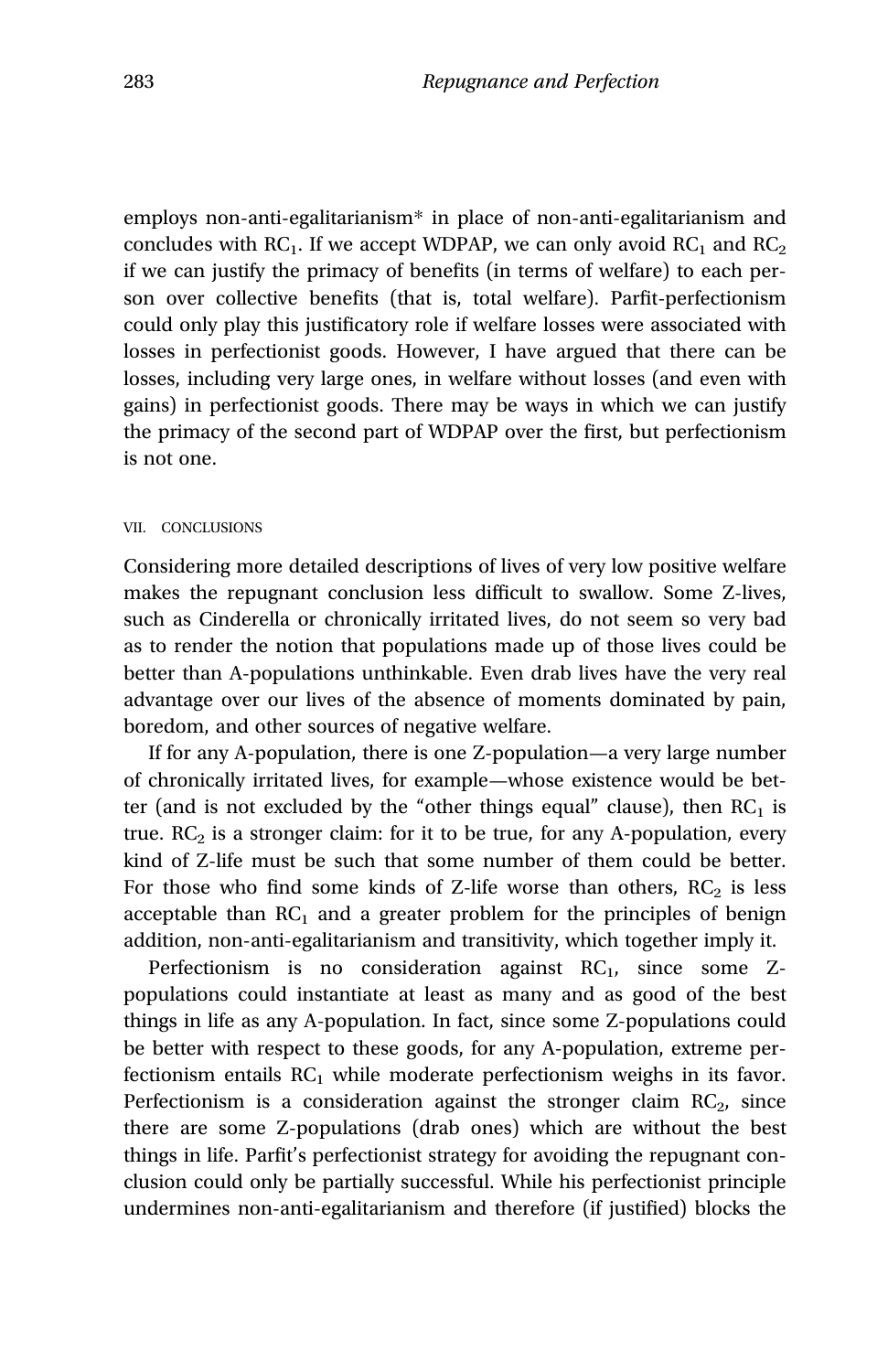employs non-anti-egalitarianism* in place of non-anti-egalitarianism and concludes with $RC_1$. If we accept WDPAP, we can only avoid $RC_1$ and $RC_2$ if we can justify the primacy of benefits (in terms of welfare) to each person over collective benefits (that is, total welfare). Parfit-perfectionism could only play this justificatory role if welfare losses were associated with losses in perfectionist goods. However, I have argued that there can be losses, including very large ones, in welfare without losses (and even with gains) in perfectionist goods. There may be ways in which we can justify the primacy of the second part of WDPAP over the first, but perfectionism is not one.

## VII. CONCLUSIONS

Considering more detailed descriptions of lives of very low positive welfare makes the repugnant conclusion less difficult to swallow. Some Z-lives, such as Cinderella or chronically irritated lives, do not seem so very bad as to render the notion that populations made up of those lives could be better than A-populations unthinkable. Even drab lives have the very real advantage over our lives of the absence of moments dominated by pain, boredom, and other sources of negative welfare.

If for any A-population, there is one Z-population—a very large number of chronically irritated lives, for example—whose existence would be better (and is not excluded by the "other things equal" clause), then $RC_1$ is true. $RC_2$ is a stronger claim: for it to be true, for any A-population, every kind of Z-life must be such that some number of them could be better. For those who find some kinds of Z-life worse than others, $RC_2$ is less acceptable than $RC_1$ and a greater problem for the principles of benign addition, non-anti-egalitarianism and transitivity, which together imply it.

Perfectionism is no consideration against $RC_1$, since some Z-populations could instantiate at least as many and as good of the best things in life as any A-population. In fact, since some Z-populations could be better with respect to these goods, for any A-population, extreme perfectionism entails $RC_1$ while moderate perfectionism weighs in its favor. Perfectionism is a consideration against the stronger claim $RC_2$, since there are some Z-populations (drab ones) which are without the best things in life. Parfit's perfectionist strategy for avoiding the repugnant conclusion could only be partially successful. While his perfectionist principle undermines non-anti-egalitarianism and therefore (if justified) blocks the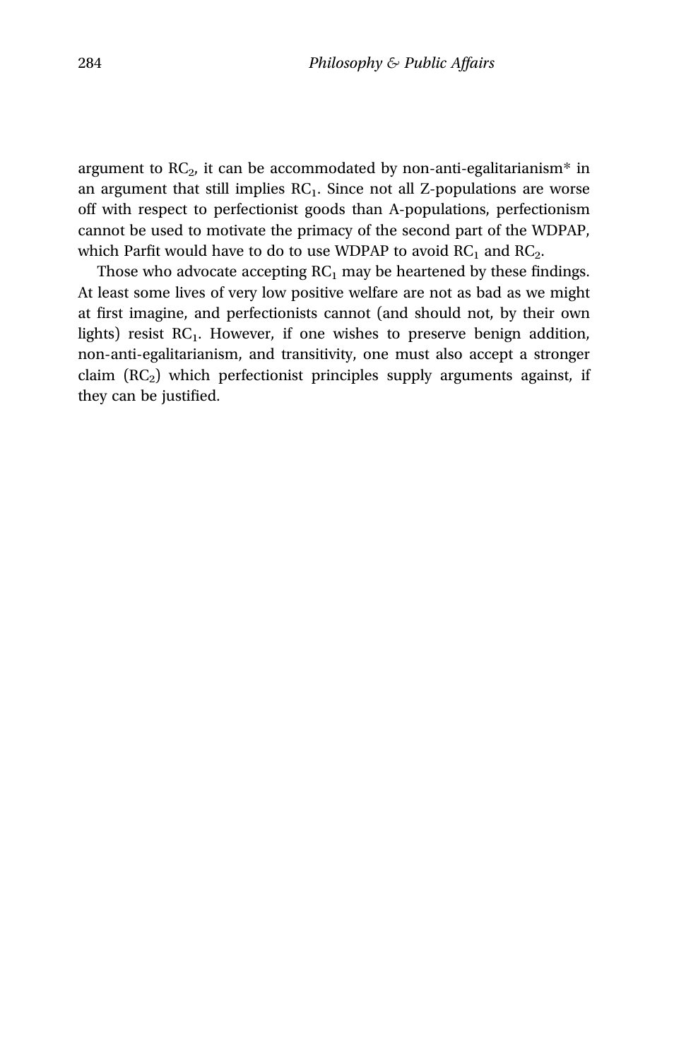argument to $RC_2$, it can be accommodated by non-anti-egalitarianism* in an argument that still implies $RC_1$. Since not all Z-populations are worse off with respect to perfectionist goods than A-populations, perfectionism cannot be used to motivate the primacy of the second part of the WDPAP, which Parfit would have to do to use WDPAP to avoid $RC_1$ and $RC_2$.

Those who advocate accepting $RC_1$ may be heartened by these findings. At least some lives of very low positive welfare are not as bad as we might at first imagine, and perfectionists cannot (and should not, by their own lights) resist $RC_1$. However, if one wishes to preserve benign addition, non-anti-egalitarianism, and transitivity, one must also accept a stronger claim ($RC_2$) which perfectionist principles supply arguments against, if they can be justified.